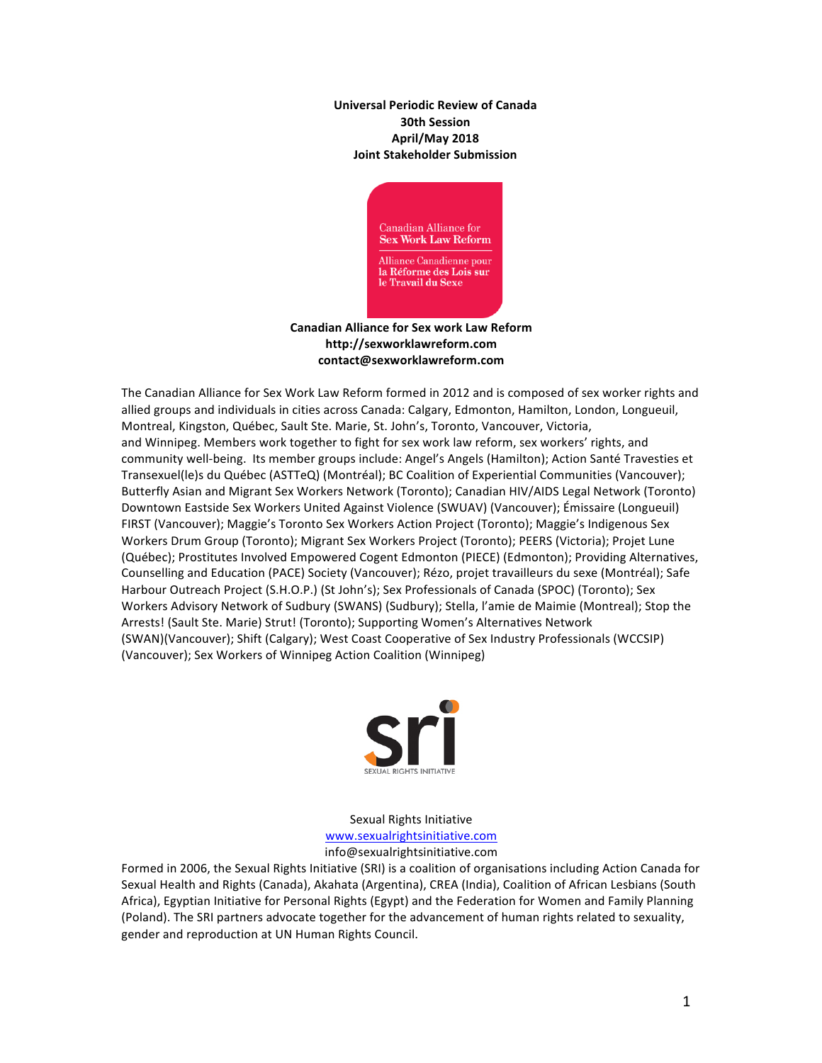**Universal Periodic Review of Canada**
**30th Session**
**April/May 2018**
**Joint Stakeholder Submission**

Canadian Alliance for Sex Work Law Reform

Alliance Canadienne pour la Réforme des Lois sur le Travail du Sexe

**Canadian Alliance for Sex work Law Reform**
**http://sexworklawreform.com**
**contact@sexworklawreform.com**

The Canadian Alliance for Sex Work Law Reform formed in 2012 and is composed of sex worker rights and allied groups and individuals in cities across Canada: Calgary, Edmonton, Hamilton, London, Longueuil, Montreal, Kingston, Québec, Sault Ste. Marie, St. John's, Toronto, Vancouver, Victoria, and Winnipeg. Members work together to fight for sex work law reform, sex workers' rights, and community well-being. Its member groups include: Angel's Angels (Hamilton); Action Santé Travesties et Transexuel(le)s du Québec (ASTTeQ) (Montréal); BC Coalition of Experiential Communities (Vancouver); Butterfly Asian and Migrant Sex Workers Network (Toronto); Canadian HIV/AIDS Legal Network (Toronto) Downtown Eastside Sex Workers United Against Violence (SWUAV) (Vancouver); Émissaire (Longueuil) FIRST (Vancouver); Maggie's Toronto Sex Workers Action Project (Toronto); Maggie's Indigenous Sex Workers Drum Group (Toronto); Migrant Sex Workers Project (Toronto); PEERS (Victoria); Projet Lune (Québec); Prostitutes Involved Empowered Cogent Edmonton (PIECE) (Edmonton); Providing Alternatives, Counselling and Education (PACE) Society (Vancouver); Rézo, projet travailleurs du sexe (Montréal); Safe Harbour Outreach Project (S.H.O.P.) (St John's); Sex Professionals of Canada (SPOC) (Toronto); Sex Workers Advisory Network of Sudbury (SWANS) (Sudbury); Stella, l'amie de Maimie (Montreal); Stop the Arrests! (Sault Ste. Marie) Strut! (Toronto); Supporting Women's Alternatives Network (SWAN)(Vancouver); Shift (Calgary); West Coast Cooperative of Sex Industry Professionals (WCCSIP) (Vancouver); Sex Workers of Winnipeg Action Coalition (Winnipeg)

sri
SEXUAL RIGHTS INITIATIVE

Sexual Rights Initiative
[www.sexualrightsinitiative.com](http://www.sexualrightsinitiative.com)
info@sexualrightsinitiative.com

Formed in 2006, the Sexual Rights Initiative (SRI) is a coalition of organisations including Action Canada for Sexual Health and Rights (Canada), Akahata (Argentina), CREA (India), Coalition of African Lesbians (South Africa), Egyptian Initiative for Personal Rights (Egypt) and the Federation for Women and Family Planning (Poland). The SRI partners advocate together for the advancement of human rights related to sexuality, gender and reproduction at UN Human Rights Council.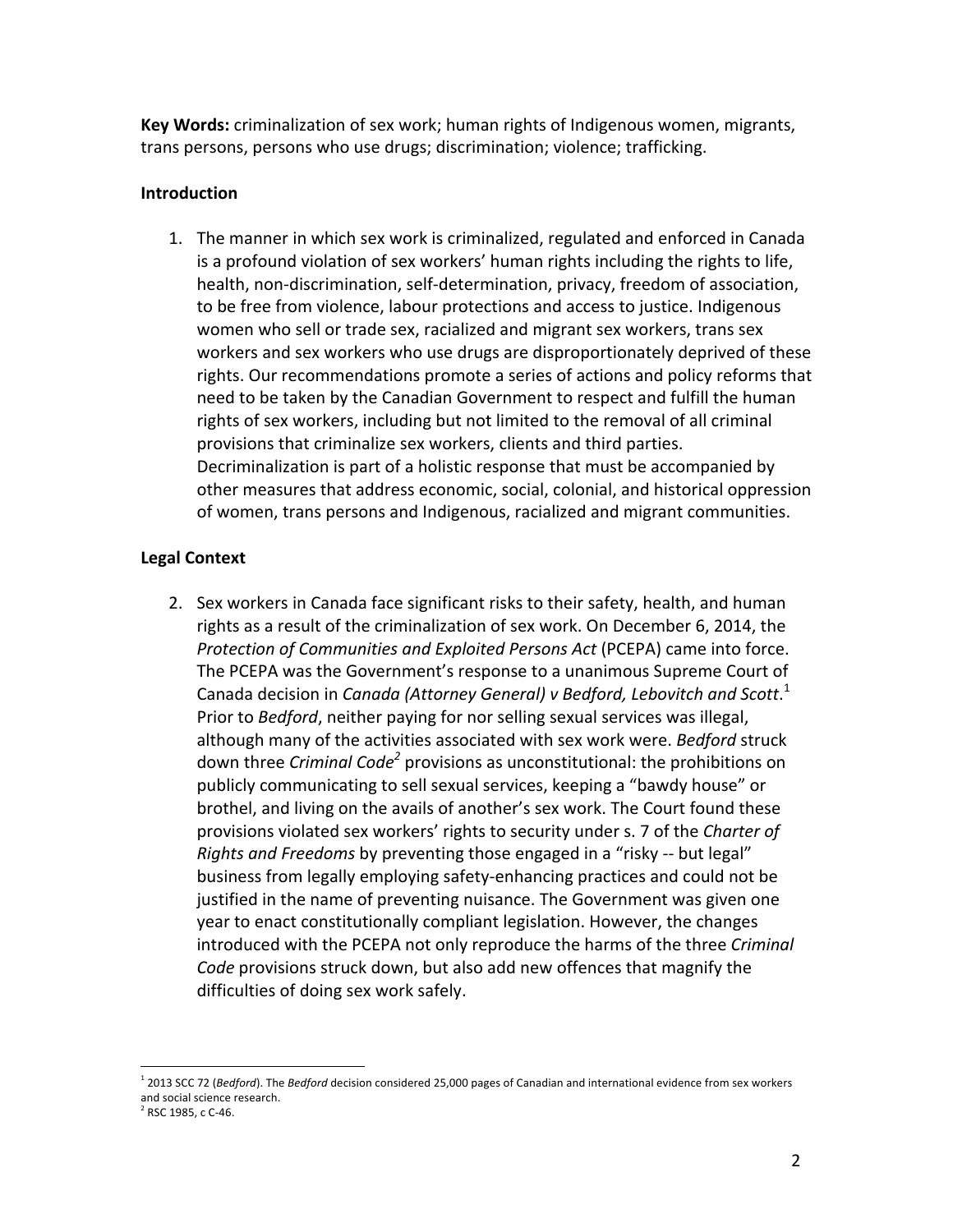**Key Words:** criminalization of sex work; human rights of Indigenous women, migrants, trans persons, persons who use drugs; discrimination; violence; trafficking.

**Introduction**

1. The manner in which sex work is criminalized, regulated and enforced in Canada is a profound violation of sex workers' human rights including the rights to life, health, non-discrimination, self-determination, privacy, freedom of association, to be free from violence, labour protections and access to justice. Indigenous women who sell or trade sex, racialized and migrant sex workers, trans sex workers and sex workers who use drugs are disproportionately deprived of these rights. Our recommendations promote a series of actions and policy reforms that need to be taken by the Canadian Government to respect and fulfill the human rights of sex workers, including but not limited to the removal of all criminal provisions that criminalize sex workers, clients and third parties. Decriminalization is part of a holistic response that must be accompanied by other measures that address economic, social, colonial, and historical oppression of women, trans persons and Indigenous, racialized and migrant communities.

**Legal Context**

2. Sex workers in Canada face significant risks to their safety, health, and human rights as a result of the criminalization of sex work. On December 6, 2014, the *Protection of Communities and Exploited Persons Act* (PCEPA) came into force. The PCEPA was the Government's response to a unanimous Supreme Court of Canada decision in *Canada (Attorney General) v Bedford, Lebovitch and Scott*.[1] Prior to *Bedford*, neither paying for nor selling sexual services was illegal, although many of the activities associated with sex work were. *Bedford* struck down three *Criminal Code*[2] provisions as unconstitutional: the prohibitions on publicly communicating to sell sexual services, keeping a "bawdy house" or brothel, and living on the avails of another's sex work. The Court found these provisions violated sex workers' rights to security under s. 7 of the *Charter of Rights and Freedoms* by preventing those engaged in a "risky -- but legal" business from legally employing safety-enhancing practices and could not be justified in the name of preventing nuisance. The Government was given one year to enact constitutionally compliant legislation. However, the changes introduced with the PCEPA not only reproduce the harms of the three *Criminal Code* provisions struck down, but also add new offences that magnify the difficulties of doing sex work safely.

---

[1] 2013 SCC 72 (*Bedford*). The *Bedford* decision considered 25,000 pages of Canadian and international evidence from sex workers and social science research.

[2] RSC 1985, c C-46.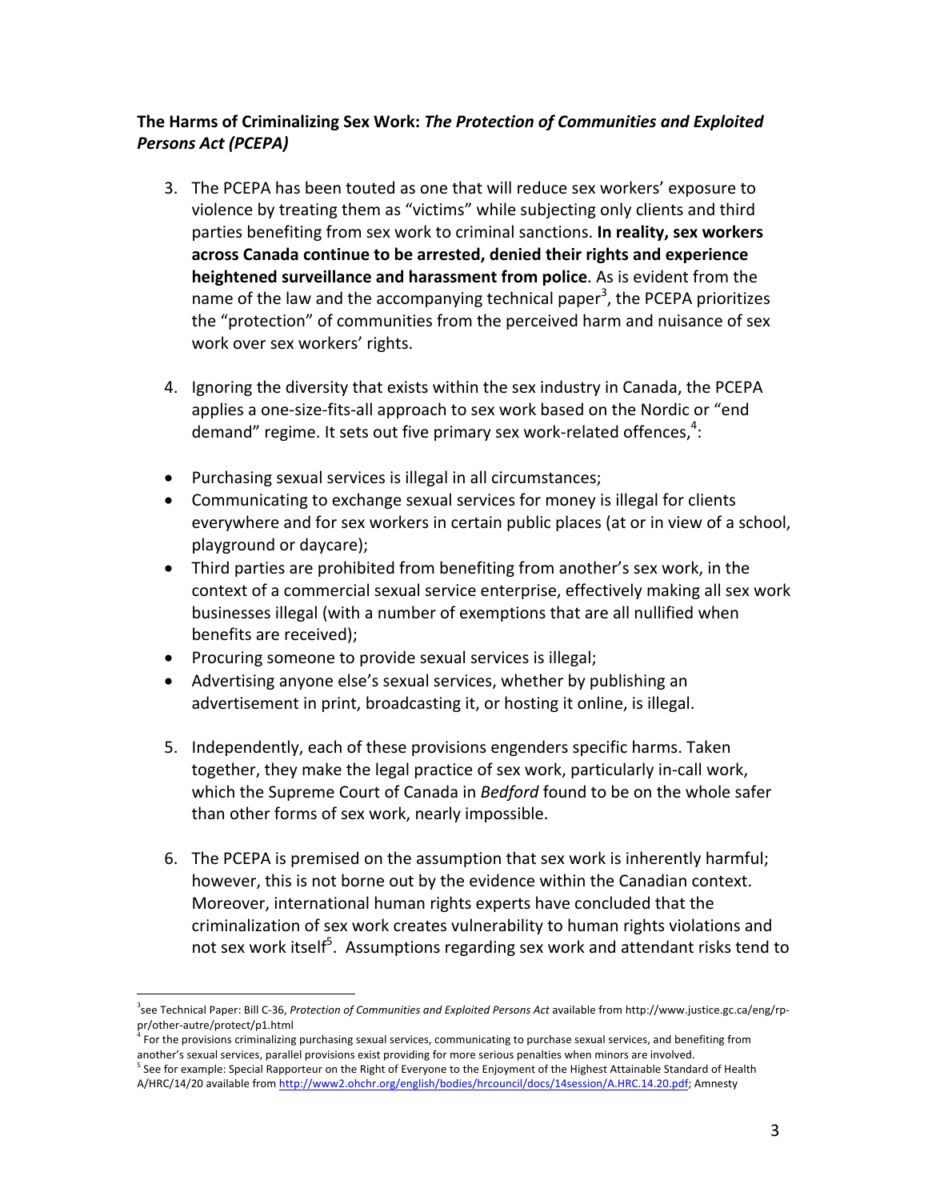**The Harms of Criminalizing Sex Work:** ***The Protection of Communities and Exploited Persons Act (PCEPA)***

3. The PCEPA has been touted as one that will reduce sex workers' exposure to violence by treating them as "victims" while subjecting only clients and third parties benefiting from sex work to criminal sanctions. **In reality, sex workers across Canada continue to be arrested, denied their rights and experience heightened surveillance and harassment from police**. As is evident from the name of the law and the accompanying technical paper[3], the PCEPA prioritizes the "protection" of communities from the perceived harm and nuisance of sex work over sex workers' rights.

4. Ignoring the diversity that exists within the sex industry in Canada, the PCEPA applies a one-size-fits-all approach to sex work based on the Nordic or "end demand" regime. It sets out five primary sex work-related offences,[4]:

- Purchasing sexual services is illegal in all circumstances;
- Communicating to exchange sexual services for money is illegal for clients everywhere and for sex workers in certain public places (at or in view of a school, playground or daycare);
- Third parties are prohibited from benefiting from another's sex work, in the context of a commercial sexual service enterprise, effectively making all sex work businesses illegal (with a number of exemptions that are all nullified when benefits are received);
- Procuring someone to provide sexual services is illegal;
- Advertising anyone else's sexual services, whether by publishing an advertisement in print, broadcasting it, or hosting it online, is illegal.

5. Independently, each of these provisions engenders specific harms. Taken together, they make the legal practice of sex work, particularly in-call work, which the Supreme Court of Canada in *Bedford* found to be on the whole safer than other forms of sex work, nearly impossible.

6. The PCEPA is premised on the assumption that sex work is inherently harmful; however, this is not borne out by the evidence within the Canadian context. Moreover, international human rights experts have concluded that the criminalization of sex work creates vulnerability to human rights violations and not sex work itself[5]. Assumptions regarding sex work and attendant risks tend to

---

[3] see Technical Paper: Bill C-36, *Protection of Communities and Exploited Persons Act* available from http://www.justice.gc.ca/eng/rp-pr/other-autre/protect/p1.html

[4] For the provisions criminalizing purchasing sexual services, communicating to purchase sexual services, and benefiting from another's sexual services, parallel provisions exist providing for more serious penalties when minors are involved.

[5] See for example: Special Rapporteur on the Right of Everyone to the Enjoyment of the Highest Attainable Standard of Health A/HRC/14/20 available from http://www2.ohchr.org/english/bodies/hrcouncil/docs/14session/A.HRC.14.20.pdf; Amnesty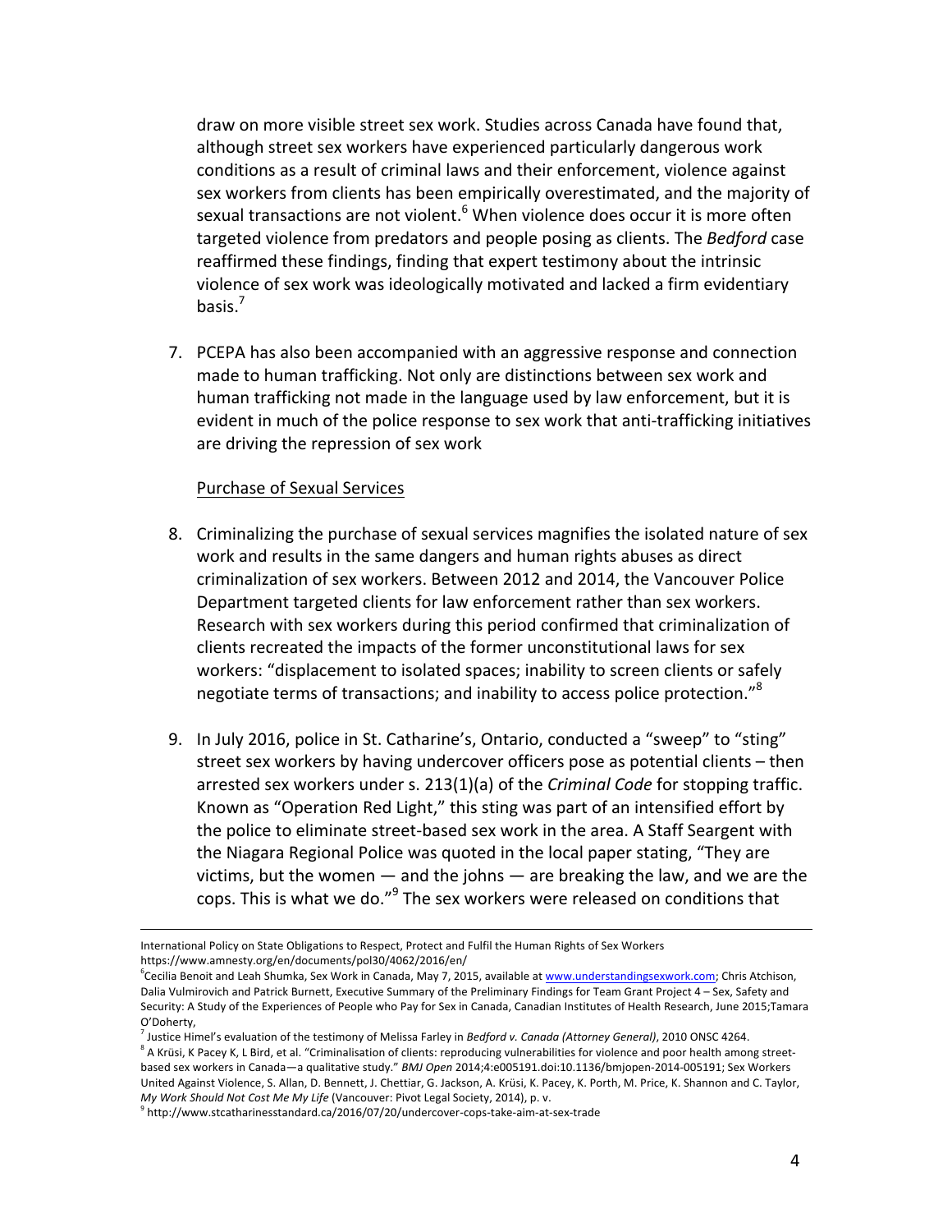draw on more visible street sex work. Studies across Canada have found that, although street sex workers have experienced particularly dangerous work conditions as a result of criminal laws and their enforcement, violence against sex workers from clients has been empirically overestimated, and the majority of sexual transactions are not violent.[6] When violence does occur it is more often targeted violence from predators and people posing as clients. The *Bedford* case reaffirmed these findings, finding that expert testimony about the intrinsic violence of sex work was ideologically motivated and lacked a firm evidentiary basis.[7]

7. PCEPA has also been accompanied with an aggressive response and connection made to human trafficking. Not only are distinctions between sex work and human trafficking not made in the language used by law enforcement, but it is evident in much of the police response to sex work that anti-trafficking initiatives are driving the repression of sex work

<u>Purchase of Sexual Services</u>

8. Criminalizing the purchase of sexual services magnifies the isolated nature of sex work and results in the same dangers and human rights abuses as direct criminalization of sex workers. Between 2012 and 2014, the Vancouver Police Department targeted clients for law enforcement rather than sex workers. Research with sex workers during this period confirmed that criminalization of clients recreated the impacts of the former unconstitutional laws for sex workers: "displacement to isolated spaces; inability to screen clients or safely negotiate terms of transactions; and inability to access police protection."[8]

9. In July 2016, police in St. Catharine's, Ontario, conducted a "sweep" to "sting" street sex workers by having undercover officers pose as potential clients – then arrested sex workers under s. 213(1)(a) of the *Criminal Code* for stopping traffic. Known as "Operation Red Light," this sting was part of an intensified effort by the police to eliminate street-based sex work in the area. A Staff Seargent with the Niagara Regional Police was quoted in the local paper stating, "They are victims, but the women — and the johns — are breaking the law, and we are the cops. This is what we do."[9] The sex workers were released on conditions that

---

International Policy on State Obligations to Respect, Protect and Fulfil the Human Rights of Sex Workers https://www.amnesty.org/en/documents/pol30/4062/2016/en/

[6] Cecilia Benoit and Leah Shumka, Sex Work in Canada, May 7, 2015, available at www.understandingsexwork.com; Chris Atchison, Dalia Vulmirovich and Patrick Burnett, Executive Summary of the Preliminary Findings for Team Grant Project 4 – Sex, Safety and Security: A Study of the Experiences of People who Pay for Sex in Canada, Canadian Institutes of Health Research, June 2015;Tamara O'Doherty,

[7] Justice Himel's evaluation of the testimony of Melissa Farley in *Bedford v. Canada (Attorney General)*, 2010 ONSC 4264.

[8] A Krüsi, K Pacey K, L Bird, et al. "Criminalisation of clients: reproducing vulnerabilities for violence and poor health among street-based sex workers in Canada—a qualitative study." *BMJ Open* 2014;4:e005191.doi:10.1136/bmjopen-2014-005191; Sex Workers United Against Violence, S. Allan, D. Bennett, J. Chettiar, G. Jackson, A. Krüsi, K. Pacey, K. Porth, M. Price, K. Shannon and C. Taylor, *My Work Should Not Cost Me My Life* (Vancouver: Pivot Legal Society, 2014), p. v.

[9] http://www.stcatharinesstandard.ca/2016/07/20/undercover-cops-take-aim-at-sex-trade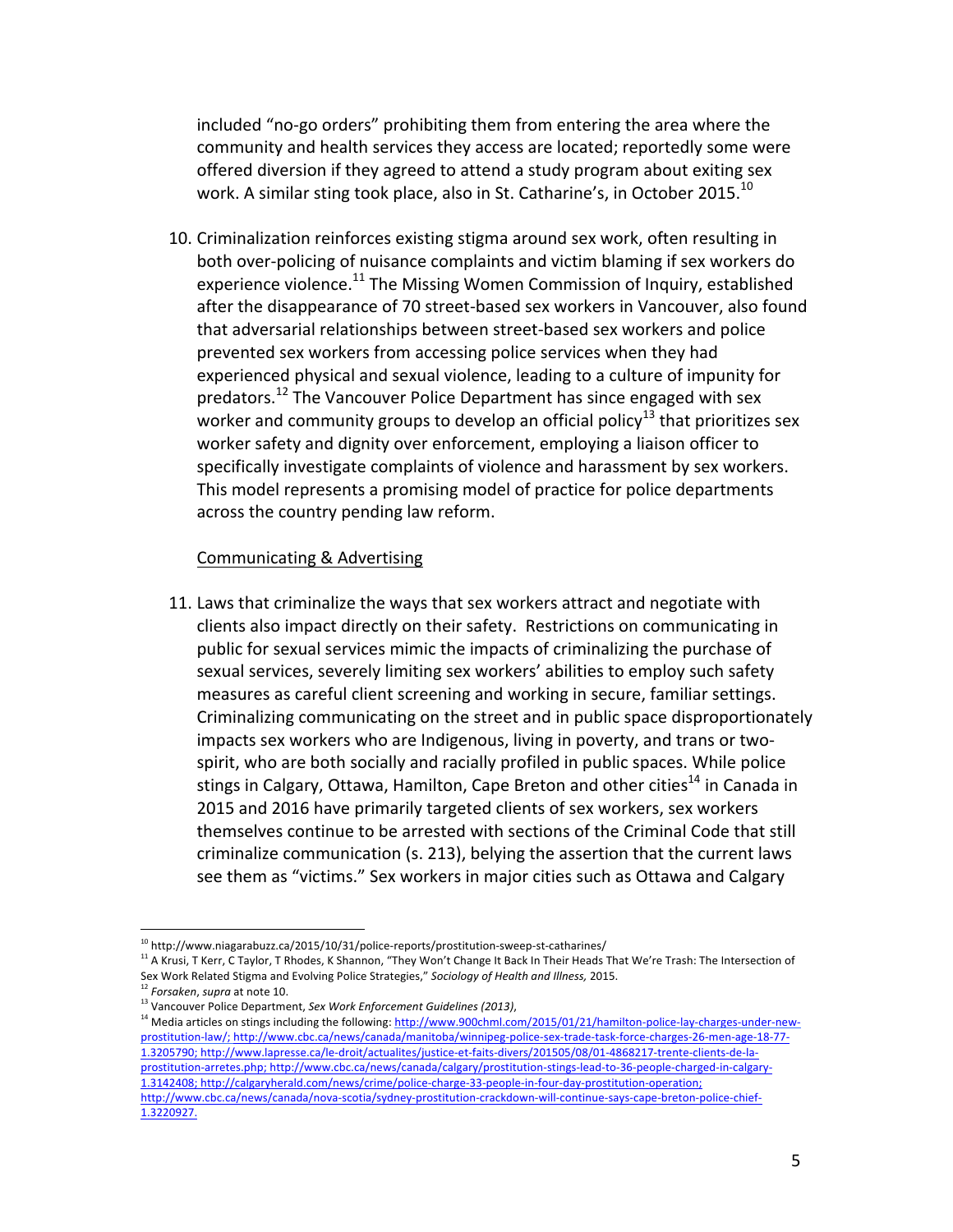included "no-go orders" prohibiting them from entering the area where the community and health services they access are located; reportedly some were offered diversion if they agreed to attend a study program about exiting sex work. A similar sting took place, also in St. Catharine's, in October 2015.[10]

10. Criminalization reinforces existing stigma around sex work, often resulting in both over-policing of nuisance complaints and victim blaming if sex workers do experience violence.[11] The Missing Women Commission of Inquiry, established after the disappearance of 70 street-based sex workers in Vancouver, also found that adversarial relationships between street-based sex workers and police prevented sex workers from accessing police services when they had experienced physical and sexual violence, leading to a culture of impunity for predators.[12] The Vancouver Police Department has since engaged with sex worker and community groups to develop an official policy[13] that prioritizes sex worker safety and dignity over enforcement, employing a liaison officer to specifically investigate complaints of violence and harassment by sex workers. This model represents a promising model of practice for police departments across the country pending law reform.

<u>Communicating & Advertising</u>

11. Laws that criminalize the ways that sex workers attract and negotiate with clients also impact directly on their safety. Restrictions on communicating in public for sexual services mimic the impacts of criminalizing the purchase of sexual services, severely limiting sex workers' abilities to employ such safety measures as careful client screening and working in secure, familiar settings. Criminalizing communicating on the street and in public space disproportionately impacts sex workers who are Indigenous, living in poverty, and trans or two-spirit, who are both socially and racially profiled in public spaces. While police stings in Calgary, Ottawa, Hamilton, Cape Breton and other cities[14] in Canada in 2015 and 2016 have primarily targeted clients of sex workers, sex workers themselves continue to be arrested with sections of the Criminal Code that still criminalize communication (s. 213), belying the assertion that the current laws see them as "victims." Sex workers in major cities such as Ottawa and Calgary

---

[10] http://www.niagarabuzz.ca/2015/10/31/police-reports/prostitution-sweep-st-catharines/

[11] A Krusi, T Kerr, C Taylor, T Rhodes, K Shannon, "They Won't Change It Back In Their Heads That We're Trash: The Intersection of Sex Work Related Stigma and Evolving Police Strategies," *Sociology of Health and Illness,* 2015.

[12] *Forsaken*, *supra* at note 10.

[13] Vancouver Police Department, *Sex Work Enforcement Guidelines (2013)*,

[14] Media articles on stings including the following: http://www.900chml.com/2015/01/21/hamilton-police-lay-charges-under-new-prostitution-law/; http://www.cbc.ca/news/canada/manitoba/winnipeg-police-sex-trade-task-force-charges-26-men-age-18-77-1.3205790; http://www.lapresse.ca/le-droit/actualites/justice-et-faits-divers/201505/08/01-4868217-trente-clients-de-la-prostitution-arretes.php; http://www.cbc.ca/news/canada/calgary/prostitution-stings-lead-to-36-people-charged-in-calgary-1.3142408; http://calgaryherald.com/news/crime/police-charge-33-people-in-four-day-prostitution-operation; http://www.cbc.ca/news/canada/nova-scotia/sydney-prostitution-crackdown-will-continue-says-cape-breton-police-chief-1.3220927.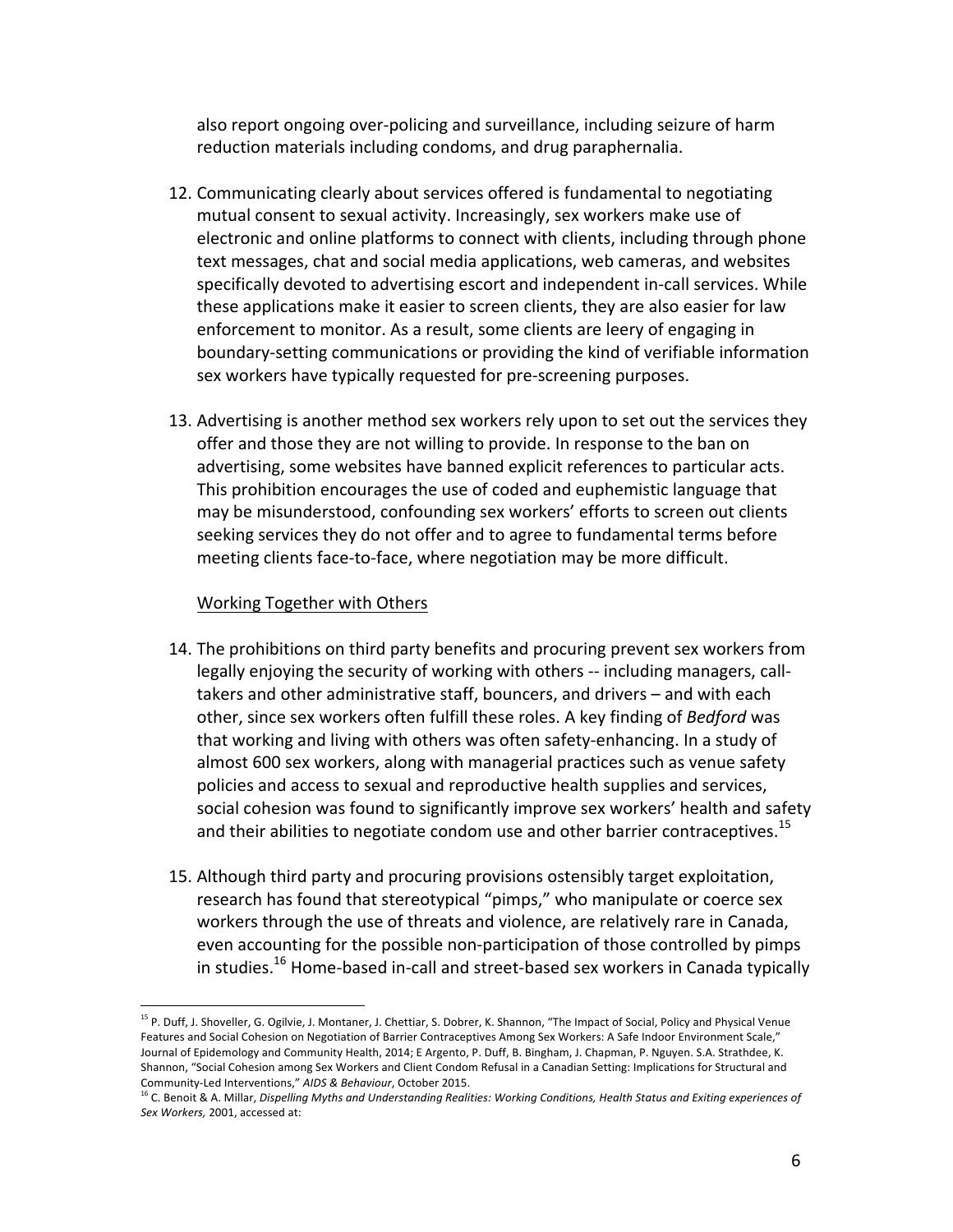also report ongoing over-policing and surveillance, including seizure of harm reduction materials including condoms, and drug paraphernalia.

12. Communicating clearly about services offered is fundamental to negotiating mutual consent to sexual activity. Increasingly, sex workers make use of electronic and online platforms to connect with clients, including through phone text messages, chat and social media applications, web cameras, and websites specifically devoted to advertising escort and independent in-call services. While these applications make it easier to screen clients, they are also easier for law enforcement to monitor. As a result, some clients are leery of engaging in boundary-setting communications or providing the kind of verifiable information sex workers have typically requested for pre-screening purposes.

13. Advertising is another method sex workers rely upon to set out the services they offer and those they are not willing to provide. In response to the ban on advertising, some websites have banned explicit references to particular acts. This prohibition encourages the use of coded and euphemistic language that may be misunderstood, confounding sex workers' efforts to screen out clients seeking services they do not offer and to agree to fundamental terms before meeting clients face-to-face, where negotiation may be more difficult.

<u>Working Together with Others</u>

14. The prohibitions on third party benefits and procuring prevent sex workers from legally enjoying the security of working with others -- including managers, call-takers and other administrative staff, bouncers, and drivers – and with each other, since sex workers often fulfill these roles. A key finding of *Bedford* was that working and living with others was often safety-enhancing. In a study of almost 600 sex workers, along with managerial practices such as venue safety policies and access to sexual and reproductive health supplies and services, social cohesion was found to significantly improve sex workers' health and safety and their abilities to negotiate condom use and other barrier contraceptives.[15]

15. Although third party and procuring provisions ostensibly target exploitation, research has found that stereotypical "pimps," who manipulate or coerce sex workers through the use of threats and violence, are relatively rare in Canada, even accounting for the possible non-participation of those controlled by pimps in studies.[16] Home-based in-call and street-based sex workers in Canada typically

---

[15] P. Duff, J. Shoveller, G. Ogilvie, J. Montaner, J. Chettiar, S. Dobrer, K. Shannon, "The Impact of Social, Policy and Physical Venue Features and Social Cohesion on Negotiation of Barrier Contraceptives Among Sex Workers: A Safe Indoor Environment Scale," Journal of Epidemology and Community Health, 2014; E Argento, P. Duff, B. Bingham, J. Chapman, P. Nguyen. S.A. Strathdee, K. Shannon, "Social Cohesion among Sex Workers and Client Condom Refusal in a Canadian Setting: Implications for Structural and Community-Led Interventions," *AIDS & Behaviour*, October 2015.

[16] C. Benoit & A. Millar, *Dispelling Myths and Understanding Realities: Working Conditions, Health Status and Exiting experiences of Sex Workers,* 2001, accessed at: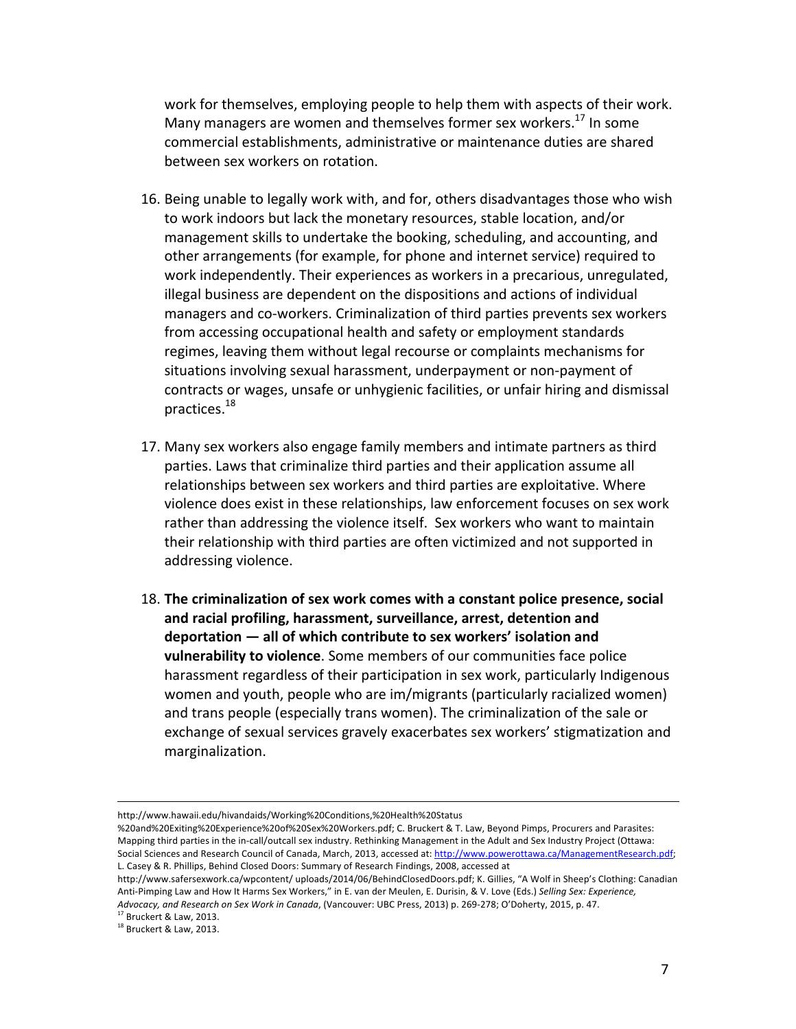work for themselves, employing people to help them with aspects of their work. Many managers are women and themselves former sex workers.[17] In some commercial establishments, administrative or maintenance duties are shared between sex workers on rotation.

16. Being unable to legally work with, and for, others disadvantages those who wish to work indoors but lack the monetary resources, stable location, and/or management skills to undertake the booking, scheduling, and accounting, and other arrangements (for example, for phone and internet service) required to work independently. Their experiences as workers in a precarious, unregulated, illegal business are dependent on the dispositions and actions of individual managers and co-workers. Criminalization of third parties prevents sex workers from accessing occupational health and safety or employment standards regimes, leaving them without legal recourse or complaints mechanisms for situations involving sexual harassment, underpayment or non-payment of contracts or wages, unsafe or unhygienic facilities, or unfair hiring and dismissal practices.[18]

17. Many sex workers also engage family members and intimate partners as third parties. Laws that criminalize third parties and their application assume all relationships between sex workers and third parties are exploitative. Where violence does exist in these relationships, law enforcement focuses on sex work rather than addressing the violence itself. Sex workers who want to maintain their relationship with third parties are often victimized and not supported in addressing violence.

18. **The criminalization of sex work comes with a constant police presence, social and racial profiling, harassment, surveillance, arrest, detention and deportation — all of which contribute to sex workers' isolation and vulnerability to violence**. Some members of our communities face police harassment regardless of their participation in sex work, particularly Indigenous women and youth, people who are im/migrants (particularly racialized women) and trans people (especially trans women). The criminalization of the sale or exchange of sexual services gravely exacerbates sex workers' stigmatization and marginalization.

---

http://www.hawaii.edu/hivandaids/Working%20Conditions,%20Health%20Status %20and%20Exiting%20Experience%20of%20Sex%20Workers.pdf; C. Bruckert & T. Law, Beyond Pimps, Procurers and Parasites: Mapping third parties in the in-call/outcall sex industry. Rethinking Management in the Adult and Sex Industry Project (Ottawa: Social Sciences and Research Council of Canada, March, 2013, accessed at: http://www.powerottawa.ca/ManagementResearch.pdf; L. Casey & R. Phillips, Behind Closed Doors: Summary of Research Findings, 2008, accessed at http://www.safersexwork.ca/wpcontent/ uploads/2014/06/BehindClosedDoors.pdf; K. Gillies, "A Wolf in Sheep's Clothing: Canadian Anti-Pimping Law and How It Harms Sex Workers," in E. van der Meulen, E. Durisin, & V. Love (Eds.) *Selling Sex: Experience, Advocacy, and Research on Sex Work in Canada*, (Vancouver: UBC Press, 2013) p. 269-278; O'Doherty, 2015, p. 47.

[17] Bruckert & Law, 2013.

[18] Bruckert & Law, 2013.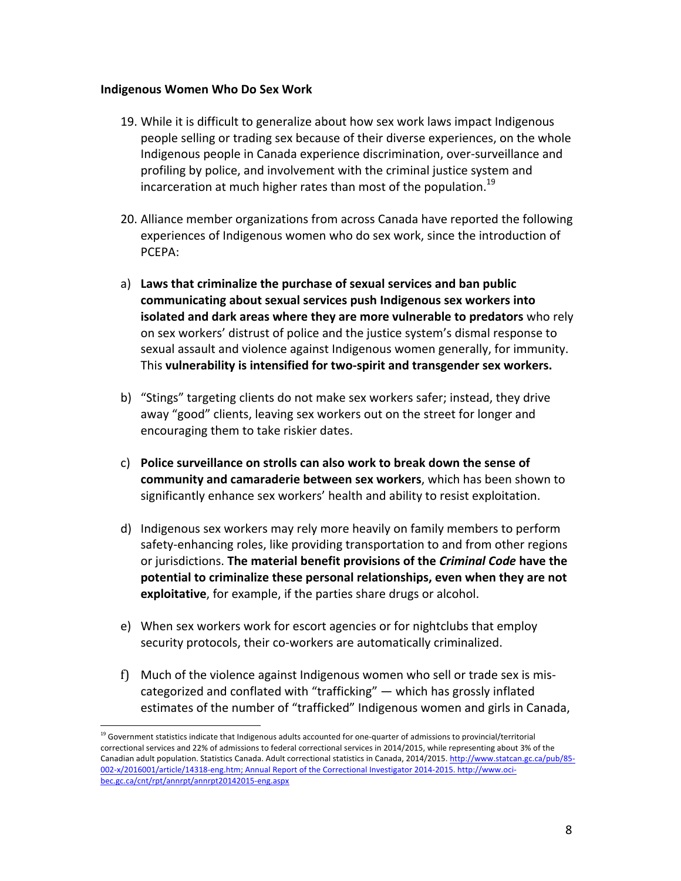**Indigenous Women Who Do Sex Work**

19. While it is difficult to generalize about how sex work laws impact Indigenous people selling or trading sex because of their diverse experiences, on the whole Indigenous people in Canada experience discrimination, over-surveillance and profiling by police, and involvement with the criminal justice system and incarceration at much higher rates than most of the population.[19]

20. Alliance member organizations from across Canada have reported the following experiences of Indigenous women who do sex work, since the introduction of PCEPA:

a) **Laws that criminalize the purchase of sexual services and ban public communicating about sexual services push Indigenous sex workers into isolated and dark areas where they are more vulnerable to predators** who rely on sex workers' distrust of police and the justice system's dismal response to sexual assault and violence against Indigenous women generally, for immunity. This **vulnerability is intensified for two-spirit and transgender sex workers.**

b) "Stings" targeting clients do not make sex workers safer; instead, they drive away "good" clients, leaving sex workers out on the street for longer and encouraging them to take riskier dates.

c) **Police surveillance on strolls can also work to break down the sense of community and camaraderie between sex workers**, which has been shown to significantly enhance sex workers' health and ability to resist exploitation.

d) Indigenous sex workers may rely more heavily on family members to perform safety-enhancing roles, like providing transportation to and from other regions or jurisdictions. **The material benefit provisions of the *Criminal Code* have the potential to criminalize these personal relationships, even when they are not exploitative**, for example, if the parties share drugs or alcohol.

e) When sex workers work for escort agencies or for nightclubs that employ security protocols, their co-workers are automatically criminalized.

f) Much of the violence against Indigenous women who sell or trade sex is mis-categorized and conflated with "trafficking" — which has grossly inflated estimates of the number of "trafficked" Indigenous women and girls in Canada,

---

[19] Government statistics indicate that Indigenous adults accounted for one-quarter of admissions to provincial/territorial correctional services and 22% of admissions to federal correctional services in 2014/2015, while representing about 3% of the Canadian adult population. Statistics Canada. Adult correctional statistics in Canada, 2014/2015. http://www.statcan.gc.ca/pub/85-002-x/2016001/article/14318-eng.htm; Annual Report of the Correctional Investigator 2014-2015. http://www.oci-bec.gc.ca/cnt/rpt/annrpt/annrpt20142015-eng.aspx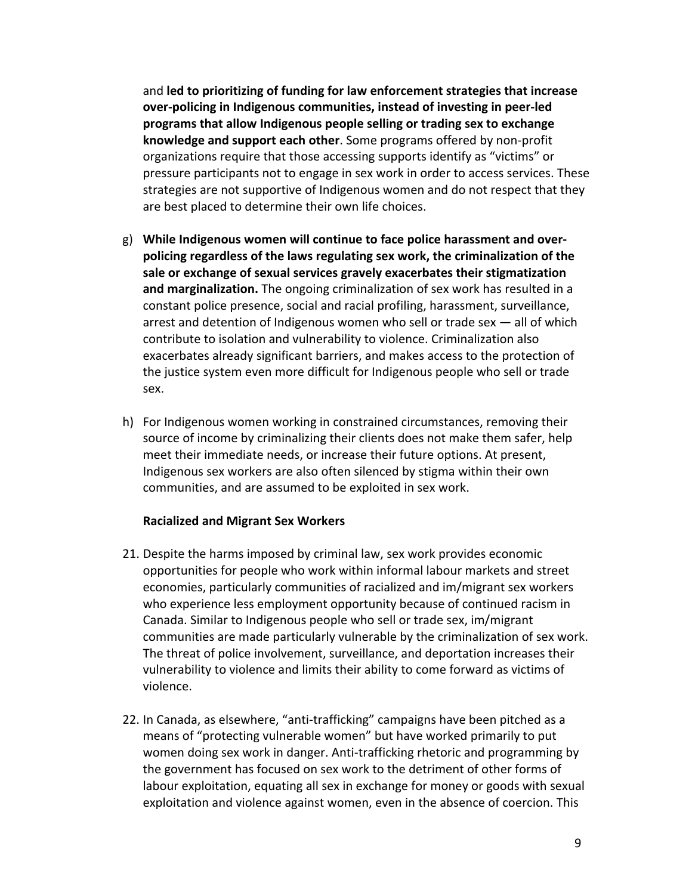and **led to prioritizing of funding for law enforcement strategies that increase over-policing in Indigenous communities, instead of investing in peer-led programs that allow Indigenous people selling or trading sex to exchange knowledge and support each other**. Some programs offered by non-profit organizations require that those accessing supports identify as "victims" or pressure participants not to engage in sex work in order to access services. These strategies are not supportive of Indigenous women and do not respect that they are best placed to determine their own life choices.

g) **While Indigenous women will continue to face police harassment and over-policing regardless of the laws regulating sex work, the criminalization of the sale or exchange of sexual services gravely exacerbates their stigmatization and marginalization.** The ongoing criminalization of sex work has resulted in a constant police presence, social and racial profiling, harassment, surveillance, arrest and detention of Indigenous women who sell or trade sex — all of which contribute to isolation and vulnerability to violence. Criminalization also exacerbates already significant barriers, and makes access to the protection of the justice system even more difficult for Indigenous people who sell or trade sex.

h) For Indigenous women working in constrained circumstances, removing their source of income by criminalizing their clients does not make them safer, help meet their immediate needs, or increase their future options. At present, Indigenous sex workers are also often silenced by stigma within their own communities, and are assumed to be exploited in sex work.

**Racialized and Migrant Sex Workers**

21. Despite the harms imposed by criminal law, sex work provides economic opportunities for people who work within informal labour markets and street economies, particularly communities of racialized and im/migrant sex workers who experience less employment opportunity because of continued racism in Canada. Similar to Indigenous people who sell or trade sex, im/migrant communities are made particularly vulnerable by the criminalization of sex work. The threat of police involvement, surveillance, and deportation increases their vulnerability to violence and limits their ability to come forward as victims of violence.

22. In Canada, as elsewhere, "anti-trafficking" campaigns have been pitched as a means of "protecting vulnerable women" but have worked primarily to put women doing sex work in danger. Anti-trafficking rhetoric and programming by the government has focused on sex work to the detriment of other forms of labour exploitation, equating all sex in exchange for money or goods with sexual exploitation and violence against women, even in the absence of coercion. This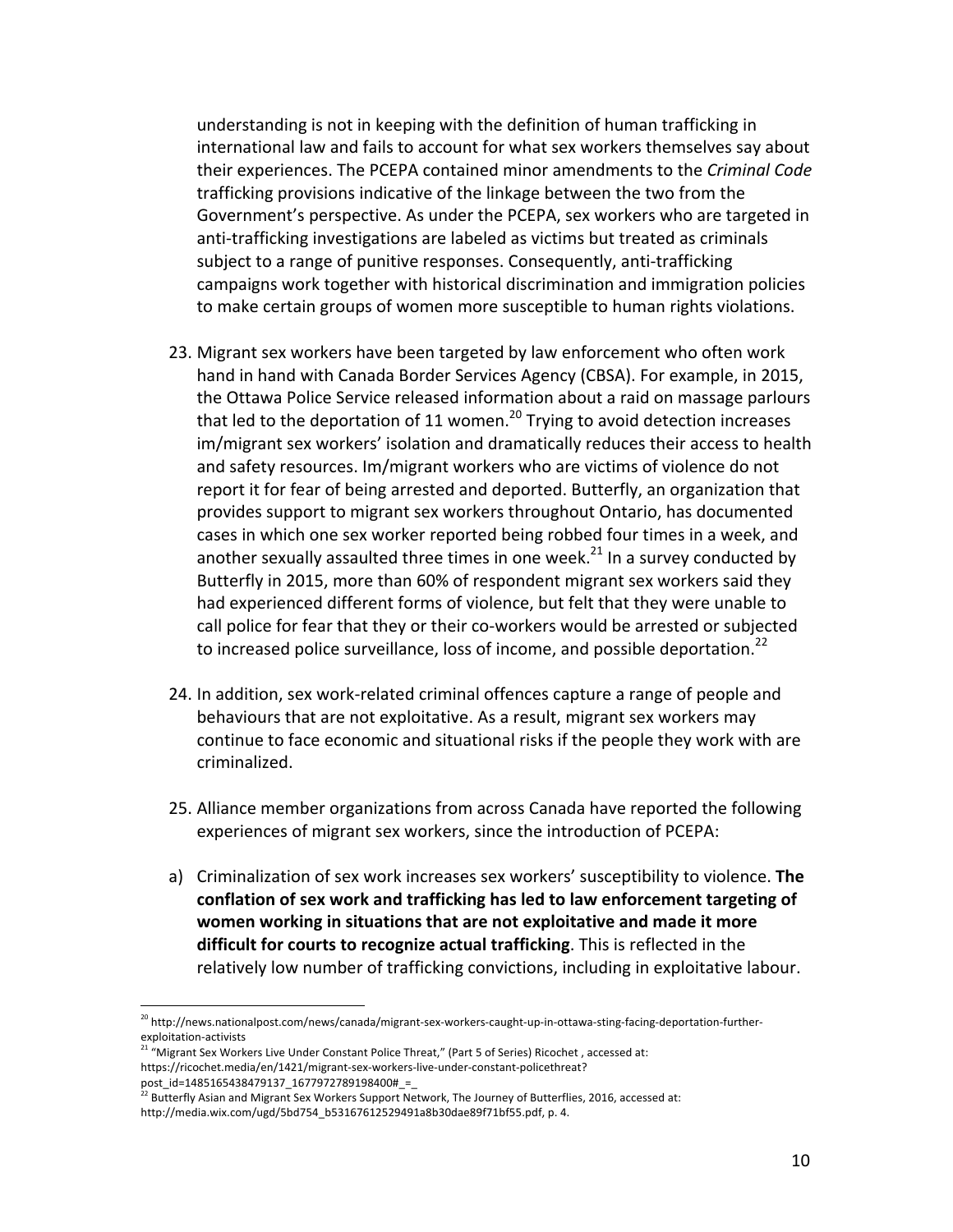understanding is not in keeping with the definition of human trafficking in international law and fails to account for what sex workers themselves say about their experiences. The PCEPA contained minor amendments to the *Criminal Code* trafficking provisions indicative of the linkage between the two from the Government's perspective. As under the PCEPA, sex workers who are targeted in anti-trafficking investigations are labeled as victims but treated as criminals subject to a range of punitive responses. Consequently, anti-trafficking campaigns work together with historical discrimination and immigration policies to make certain groups of women more susceptible to human rights violations.

23. Migrant sex workers have been targeted by law enforcement who often work hand in hand with Canada Border Services Agency (CBSA). For example, in 2015, the Ottawa Police Service released information about a raid on massage parlours that led to the deportation of 11 women.[20] Trying to avoid detection increases im/migrant sex workers' isolation and dramatically reduces their access to health and safety resources. Im/migrant workers who are victims of violence do not report it for fear of being arrested and deported. Butterfly, an organization that provides support to migrant sex workers throughout Ontario, has documented cases in which one sex worker reported being robbed four times in a week, and another sexually assaulted three times in one week.[21] In a survey conducted by Butterfly in 2015, more than 60% of respondent migrant sex workers said they had experienced different forms of violence, but felt that they were unable to call police for fear that they or their co-workers would be arrested or subjected to increased police surveillance, loss of income, and possible deportation.[22]

24. In addition, sex work-related criminal offences capture a range of people and behaviours that are not exploitative. As a result, migrant sex workers may continue to face economic and situational risks if the people they work with are criminalized.

25. Alliance member organizations from across Canada have reported the following experiences of migrant sex workers, since the introduction of PCEPA:

a) Criminalization of sex work increases sex workers' susceptibility to violence. **The conflation of sex work and trafficking has led to law enforcement targeting of women working in situations that are not exploitative and made it more difficult for courts to recognize actual trafficking**. This is reflected in the relatively low number of trafficking convictions, including in exploitative labour.

---

[20] http://news.nationalpost.com/news/canada/migrant-sex-workers-caught-up-in-ottawa-sting-facing-deportation-further-exploitation-activists

[21] "Migrant Sex Workers Live Under Constant Police Threat," (Part 5 of Series) Ricochet , accessed at: https://ricochet.media/en/1421/migrant-sex-workers-live-under-constant-policethreat?post_id=1485165438479137_1677972789198400#_=_

[22] Butterfly Asian and Migrant Sex Workers Support Network, The Journey of Butterflies, 2016, accessed at: http://media.wix.com/ugd/5bd754_b53167612529491a8b30dae89f71bf55.pdf, p. 4.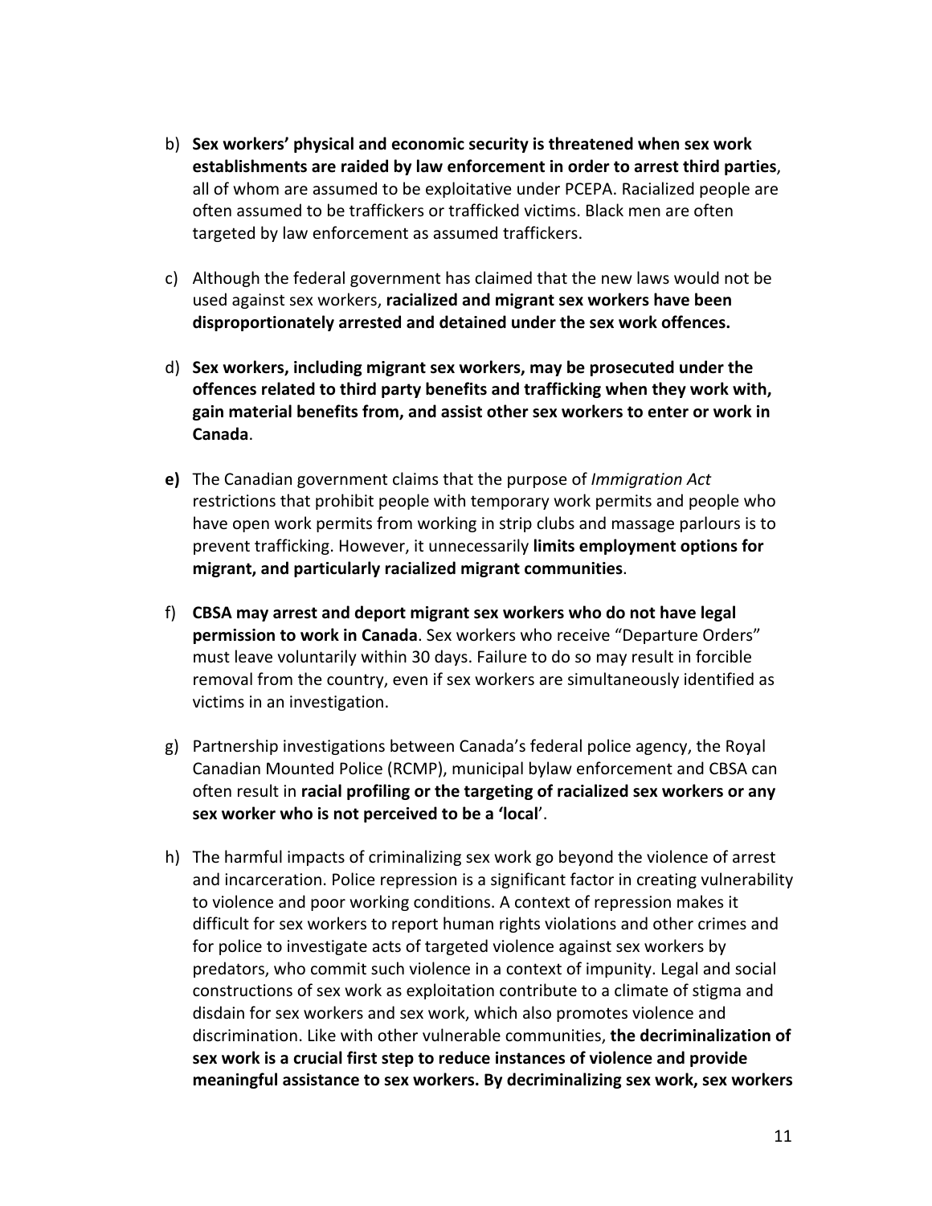b) **Sex workers' physical and economic security is threatened when sex work establishments are raided by law enforcement in order to arrest third parties**, all of whom are assumed to be exploitative under PCEPA. Racialized people are often assumed to be traffickers or trafficked victims. Black men are often targeted by law enforcement as assumed traffickers.

c) Although the federal government has claimed that the new laws would not be used against sex workers, **racialized and migrant sex workers have been disproportionately arrested and detained under the sex work offences.**

d) **Sex workers, including migrant sex workers, may be prosecuted under the offences related to third party benefits and trafficking when they work with, gain material benefits from, and assist other sex workers to enter or work in Canada**.

**e)** The Canadian government claims that the purpose of *Immigration Act* restrictions that prohibit people with temporary work permits and people who have open work permits from working in strip clubs and massage parlours is to prevent trafficking. However, it unnecessarily **limits employment options for migrant, and particularly racialized migrant communities**.

f) **CBSA may arrest and deport migrant sex workers who do not have legal permission to work in Canada**. Sex workers who receive "Departure Orders" must leave voluntarily within 30 days. Failure to do so may result in forcible removal from the country, even if sex workers are simultaneously identified as victims in an investigation.

g) Partnership investigations between Canada's federal police agency, the Royal Canadian Mounted Police (RCMP), municipal bylaw enforcement and CBSA can often result in **racial profiling or the targeting of racialized sex workers or any sex worker who is not perceived to be a 'local'**.

h) The harmful impacts of criminalizing sex work go beyond the violence of arrest and incarceration. Police repression is a significant factor in creating vulnerability to violence and poor working conditions. A context of repression makes it difficult for sex workers to report human rights violations and other crimes and for police to investigate acts of targeted violence against sex workers by predators, who commit such violence in a context of impunity. Legal and social constructions of sex work as exploitation contribute to a climate of stigma and disdain for sex workers and sex work, which also promotes violence and discrimination. Like with other vulnerable communities, **the decriminalization of sex work is a crucial first step to reduce instances of violence and provide meaningful assistance to sex workers. By decriminalizing sex work, sex workers**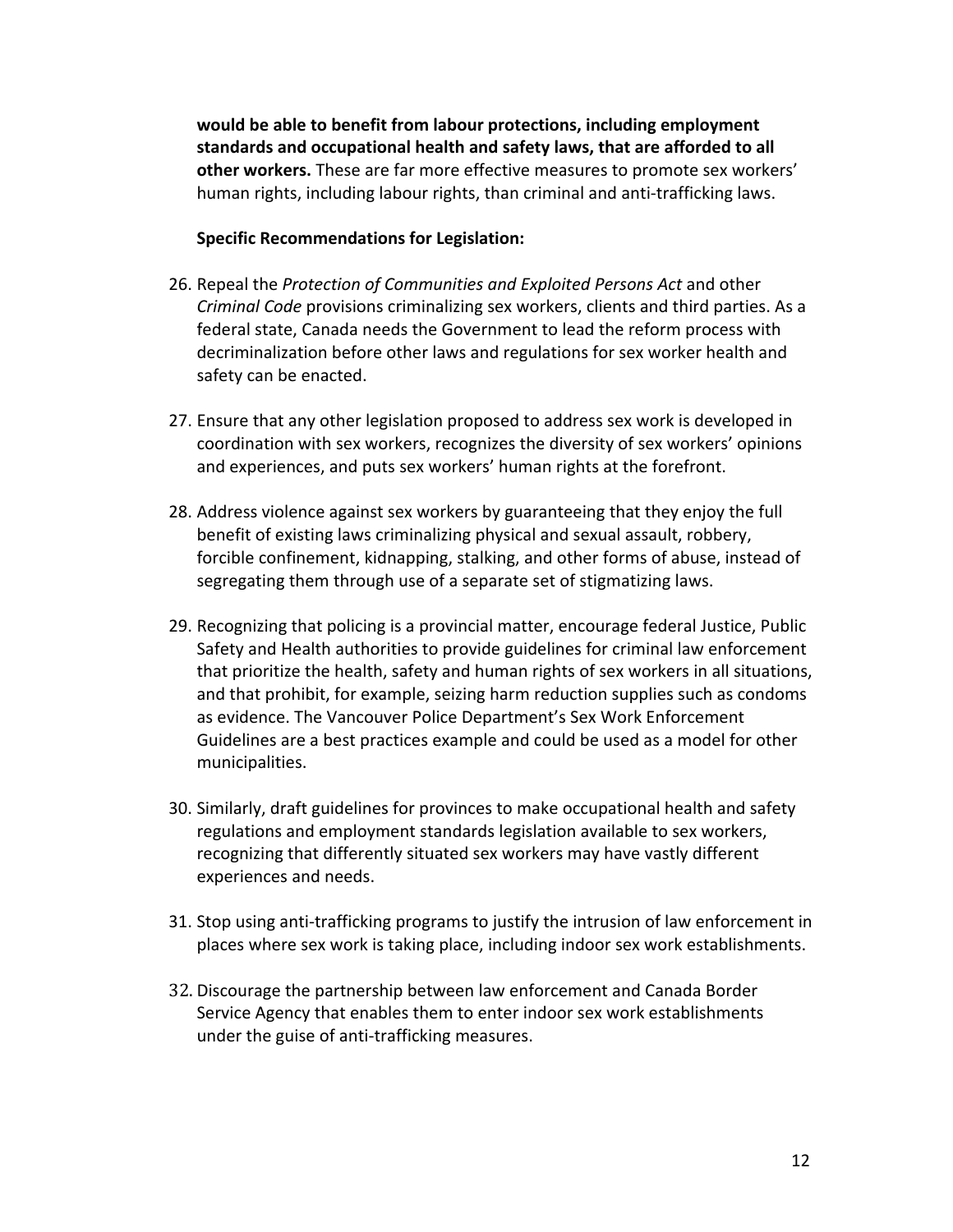**would be able to benefit from labour protections, including employment standards and occupational health and safety laws, that are afforded to all other workers.** These are far more effective measures to promote sex workers' human rights, including labour rights, than criminal and anti-trafficking laws.

**Specific Recommendations for Legislation:**

26. Repeal the *Protection of Communities and Exploited Persons Act* and other *Criminal Code* provisions criminalizing sex workers, clients and third parties. As a federal state, Canada needs the Government to lead the reform process with decriminalization before other laws and regulations for sex worker health and safety can be enacted.

27. Ensure that any other legislation proposed to address sex work is developed in coordination with sex workers, recognizes the diversity of sex workers' opinions and experiences, and puts sex workers' human rights at the forefront.

28. Address violence against sex workers by guaranteeing that they enjoy the full benefit of existing laws criminalizing physical and sexual assault, robbery, forcible confinement, kidnapping, stalking, and other forms of abuse, instead of segregating them through use of a separate set of stigmatizing laws.

29. Recognizing that policing is a provincial matter, encourage federal Justice, Public Safety and Health authorities to provide guidelines for criminal law enforcement that prioritize the health, safety and human rights of sex workers in all situations, and that prohibit, for example, seizing harm reduction supplies such as condoms as evidence. The Vancouver Police Department's Sex Work Enforcement Guidelines are a best practices example and could be used as a model for other municipalities.

30. Similarly, draft guidelines for provinces to make occupational health and safety regulations and employment standards legislation available to sex workers, recognizing that differently situated sex workers may have vastly different experiences and needs.

31. Stop using anti-trafficking programs to justify the intrusion of law enforcement in places where sex work is taking place, including indoor sex work establishments.

32. Discourage the partnership between law enforcement and Canada Border Service Agency that enables them to enter indoor sex work establishments under the guise of anti-trafficking measures.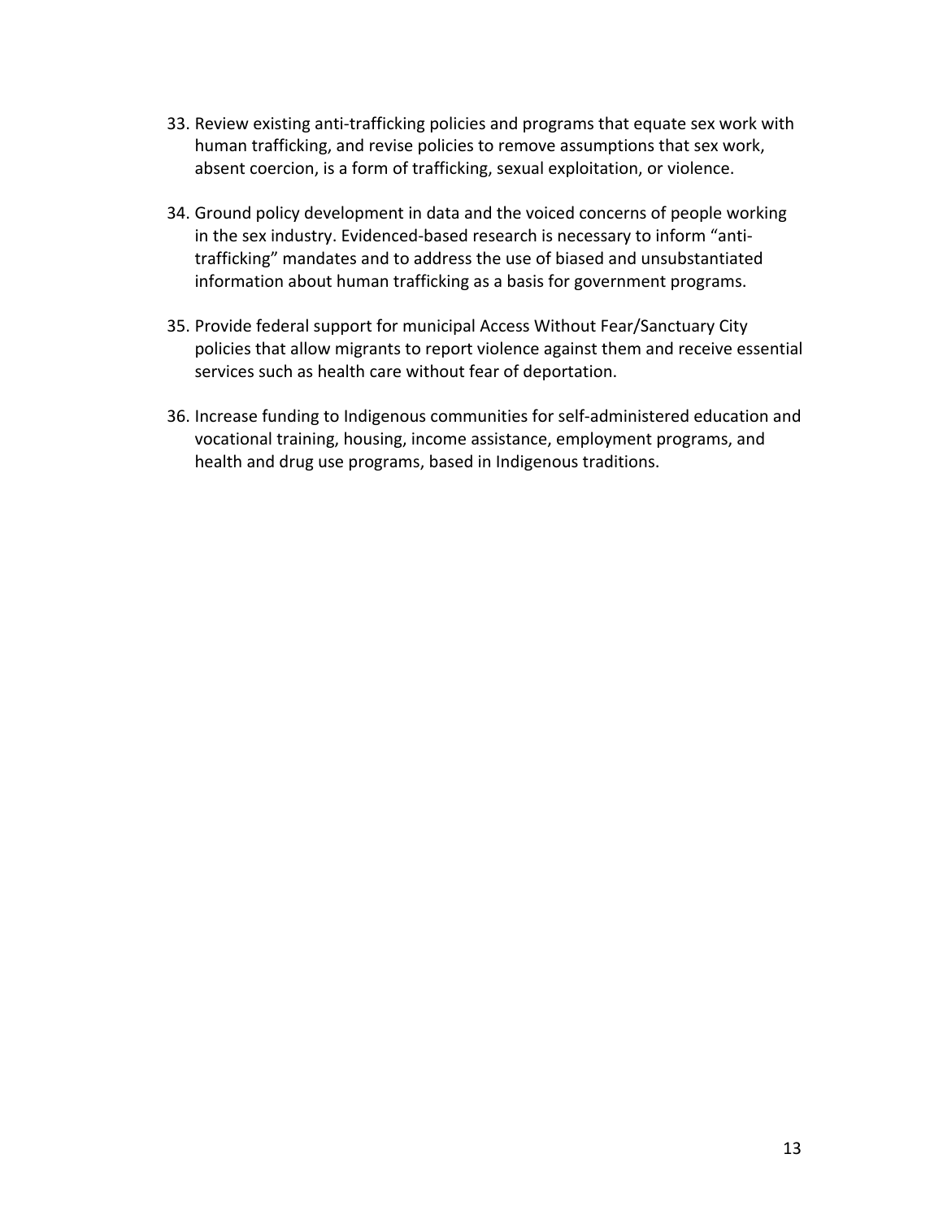33. Review existing anti-trafficking policies and programs that equate sex work with human trafficking, and revise policies to remove assumptions that sex work, absent coercion, is a form of trafficking, sexual exploitation, or violence.

34. Ground policy development in data and the voiced concerns of people working in the sex industry. Evidenced-based research is necessary to inform "anti-trafficking" mandates and to address the use of biased and unsubstantiated information about human trafficking as a basis for government programs.

35. Provide federal support for municipal Access Without Fear/Sanctuary City policies that allow migrants to report violence against them and receive essential services such as health care without fear of deportation.

36. Increase funding to Indigenous communities for self-administered education and vocational training, housing, income assistance, employment programs, and health and drug use programs, based in Indigenous traditions.